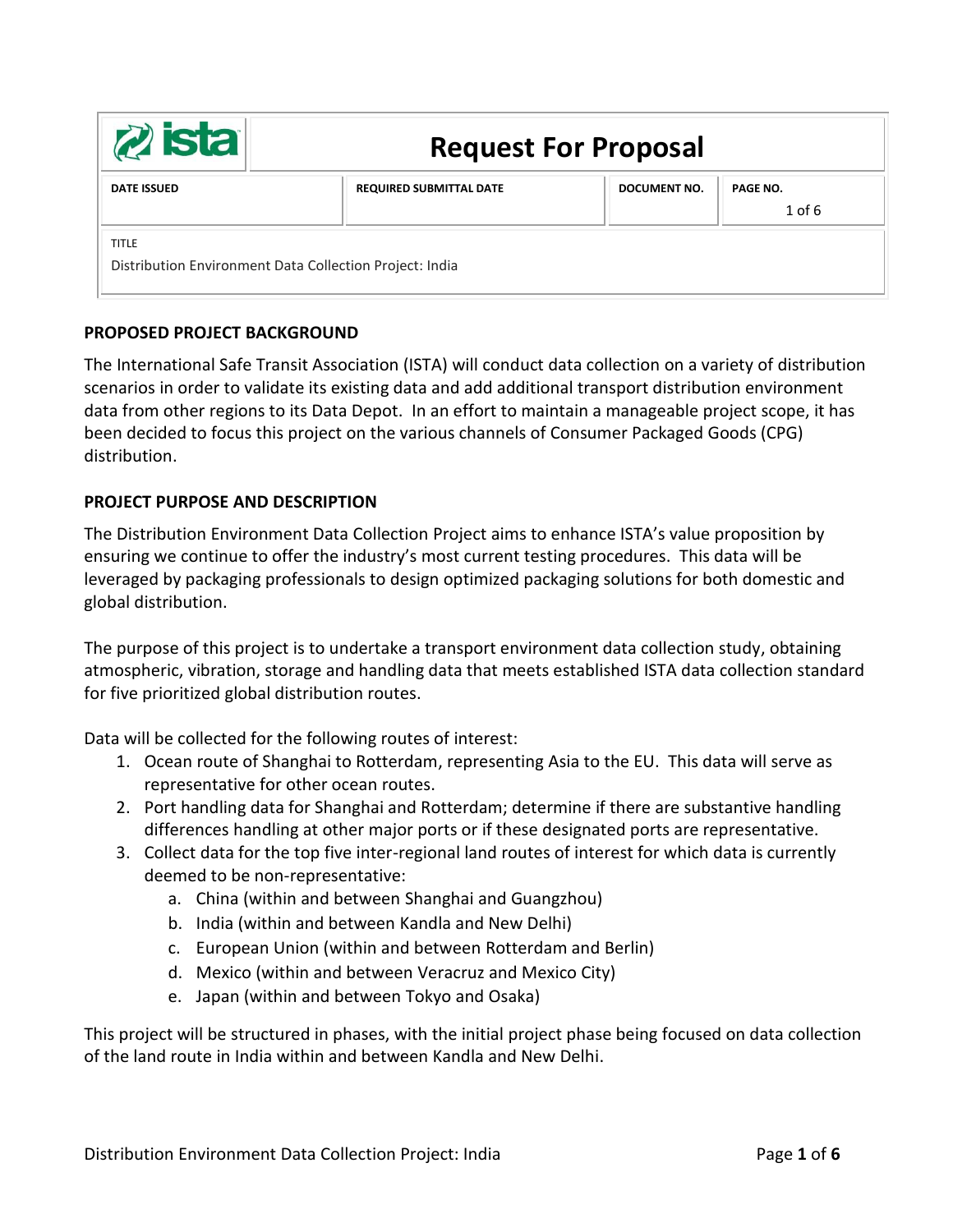| ista | Request For Proposal | | |
|---|---|---|---|
| **DATE ISSUED** | **REQUIRED SUBMITTAL DATE** | **DOCUMENT NO.** | **PAGE NO.** 1 of 6 |
| TITLE<br>Distribution Environment Data Collection Project: India | | | |

## PROPOSED PROJECT BACKGROUND

The International Safe Transit Association (ISTA) will conduct data collection on a variety of distribution scenarios in order to validate its existing data and add additional transport distribution environment data from other regions to its Data Depot. In an effort to maintain a manageable project scope, it has been decided to focus this project on the various channels of Consumer Packaged Goods (CPG) distribution.

## PROJECT PURPOSE AND DESCRIPTION

The Distribution Environment Data Collection Project aims to enhance ISTA's value proposition by ensuring we continue to offer the industry's most current testing procedures. This data will be leveraged by packaging professionals to design optimized packaging solutions for both domestic and global distribution.

The purpose of this project is to undertake a transport environment data collection study, obtaining atmospheric, vibration, storage and handling data that meets established ISTA data collection standard for five prioritized global distribution routes.

Data will be collected for the following routes of interest:

1. Ocean route of Shanghai to Rotterdam, representing Asia to the EU. This data will serve as representative for other ocean routes.
2. Port handling data for Shanghai and Rotterdam; determine if there are substantive handling differences handling at other major ports or if these designated ports are representative.
3. Collect data for the top five inter-regional land routes of interest for which data is currently deemed to be non-representative:
   a. China (within and between Shanghai and Guangzhou)
   b. India (within and between Kandla and New Delhi)
   c. European Union (within and between Rotterdam and Berlin)
   d. Mexico (within and between Veracruz and Mexico City)
   e. Japan (within and between Tokyo and Osaka)

This project will be structured in phases, with the initial project phase being focused on data collection of the land route in India within and between Kandla and New Delhi.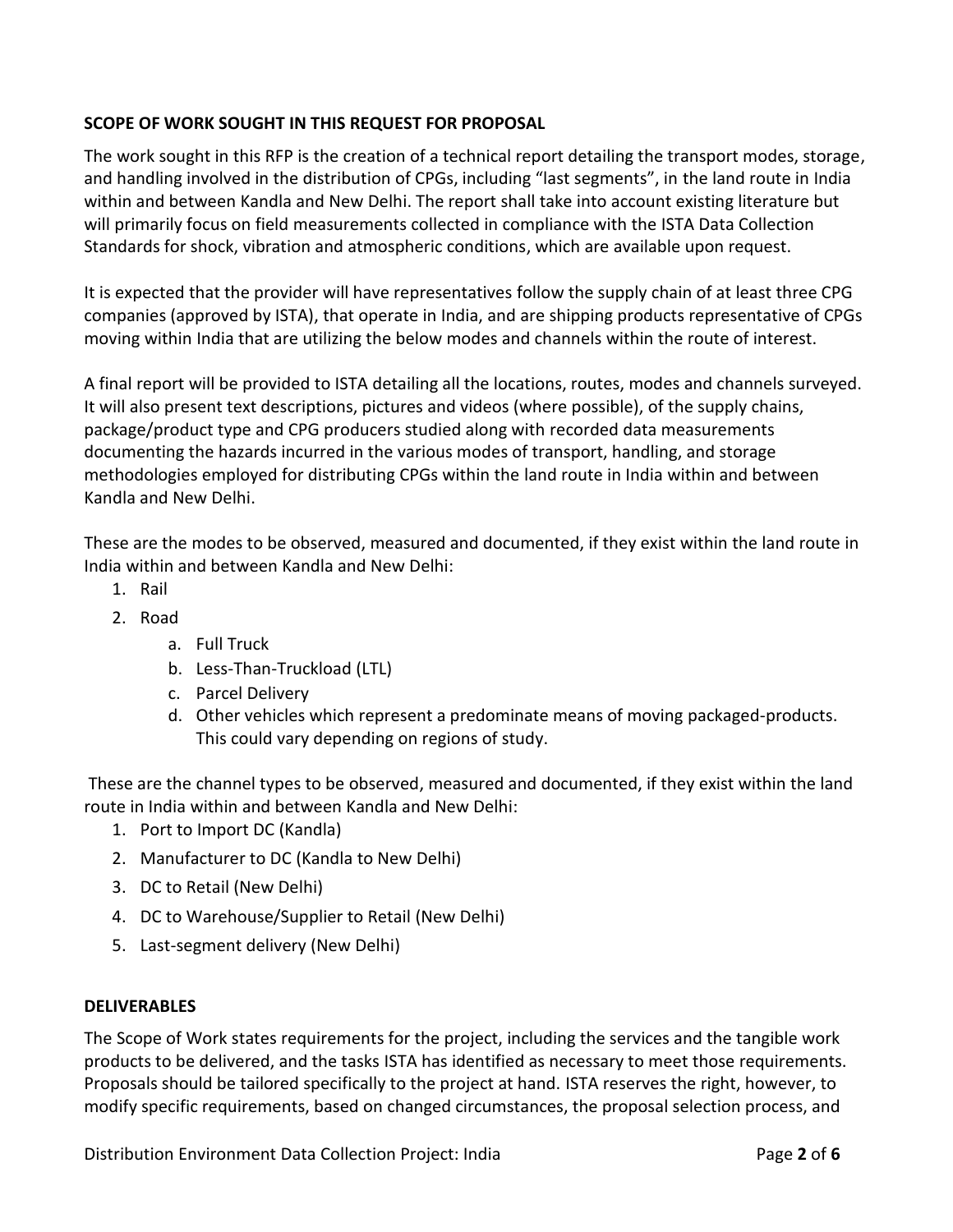**SCOPE OF WORK SOUGHT IN THIS REQUEST FOR PROPOSAL**

The work sought in this RFP is the creation of a technical report detailing the transport modes, storage, and handling involved in the distribution of CPGs, including "last segments", in the land route in India within and between Kandla and New Delhi. The report shall take into account existing literature but will primarily focus on field measurements collected in compliance with the ISTA Data Collection Standards for shock, vibration and atmospheric conditions, which are available upon request.

It is expected that the provider will have representatives follow the supply chain of at least three CPG companies (approved by ISTA), that operate in India, and are shipping products representative of CPGs moving within India that are utilizing the below modes and channels within the route of interest.

A final report will be provided to ISTA detailing all the locations, routes, modes and channels surveyed. It will also present text descriptions, pictures and videos (where possible), of the supply chains, package/product type and CPG producers studied along with recorded data measurements documenting the hazards incurred in the various modes of transport, handling, and storage methodologies employed for distributing CPGs within the land route in India within and between Kandla and New Delhi.

These are the modes to be observed, measured and documented, if they exist within the land route in India within and between Kandla and New Delhi:

1. Rail
2. Road
   a. Full Truck
   b. Less-Than-Truckload (LTL)
   c. Parcel Delivery
   d. Other vehicles which represent a predominate means of moving packaged-products. This could vary depending on regions of study.

These are the channel types to be observed, measured and documented, if they exist within the land route in India within and between Kandla and New Delhi:

1. Port to Import DC (Kandla)
2. Manufacturer to DC (Kandla to New Delhi)
3. DC to Retail (New Delhi)
4. DC to Warehouse/Supplier to Retail (New Delhi)
5. Last-segment delivery (New Delhi)

**DELIVERABLES**

The Scope of Work states requirements for the project, including the services and the tangible work products to be delivered, and the tasks ISTA has identified as necessary to meet those requirements. Proposals should be tailored specifically to the project at hand. ISTA reserves the right, however, to modify specific requirements, based on changed circumstances, the proposal selection process, and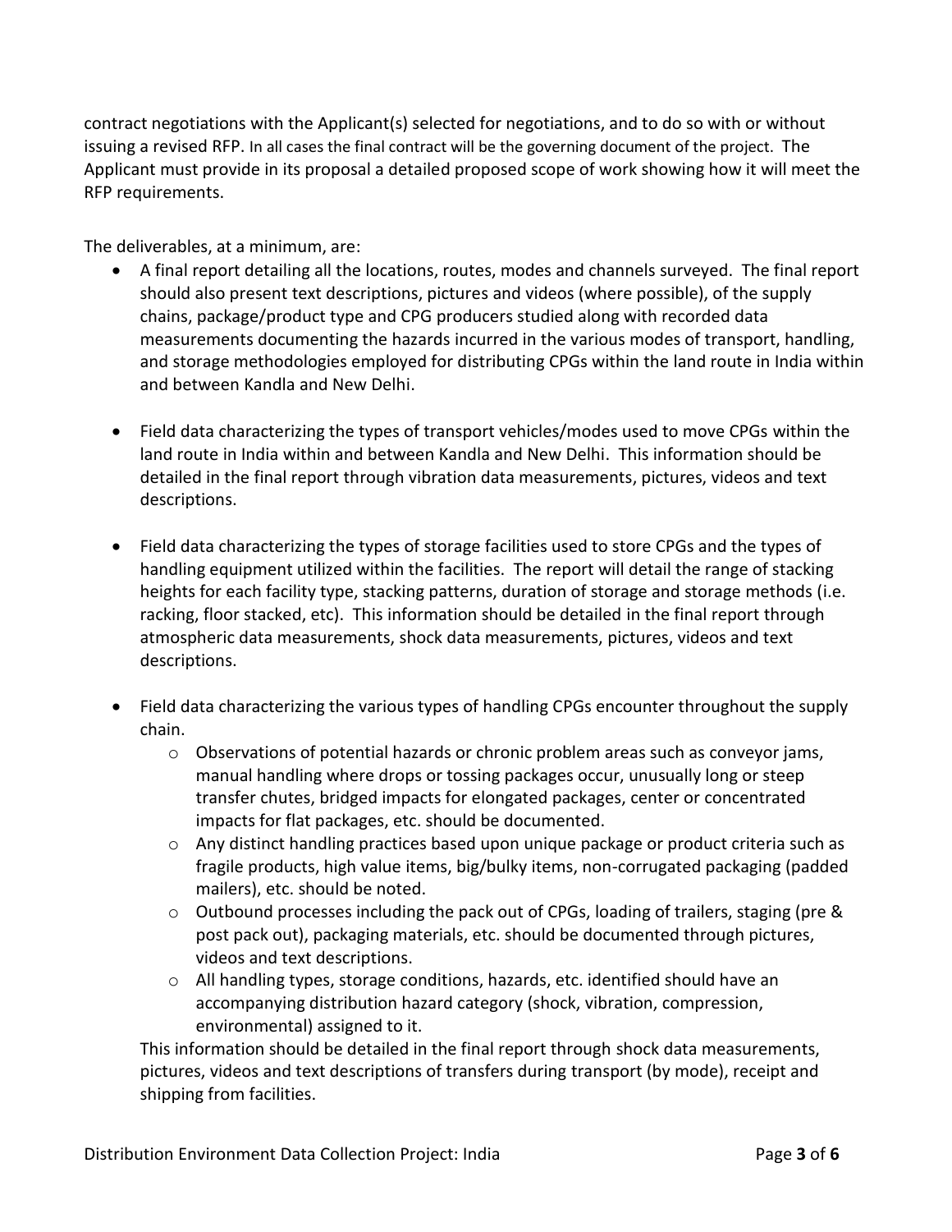contract negotiations with the Applicant(s) selected for negotiations, and to do so with or without issuing a revised RFP. In all cases the final contract will be the governing document of the project. The Applicant must provide in its proposal a detailed proposed scope of work showing how it will meet the RFP requirements.

The deliverables, at a minimum, are:

- A final report detailing all the locations, routes, modes and channels surveyed. The final report should also present text descriptions, pictures and videos (where possible), of the supply chains, package/product type and CPG producers studied along with recorded data measurements documenting the hazards incurred in the various modes of transport, handling, and storage methodologies employed for distributing CPGs within the land route in India within and between Kandla and New Delhi.

- Field data characterizing the types of transport vehicles/modes used to move CPGs within the land route in India within and between Kandla and New Delhi. This information should be detailed in the final report through vibration data measurements, pictures, videos and text descriptions.

- Field data characterizing the types of storage facilities used to store CPGs and the types of handling equipment utilized within the facilities. The report will detail the range of stacking heights for each facility type, stacking patterns, duration of storage and storage methods (i.e. racking, floor stacked, etc). This information should be detailed in the final report through atmospheric data measurements, shock data measurements, pictures, videos and text descriptions.

- Field data characterizing the various types of handling CPGs encounter throughout the supply chain.
  - Observations of potential hazards or chronic problem areas such as conveyor jams, manual handling where drops or tossing packages occur, unusually long or steep transfer chutes, bridged impacts for elongated packages, center or concentrated impacts for flat packages, etc. should be documented.
  - Any distinct handling practices based upon unique package or product criteria such as fragile products, high value items, big/bulky items, non-corrugated packaging (padded mailers), etc. should be noted.
  - Outbound processes including the pack out of CPGs, loading of trailers, staging (pre & post pack out), packaging materials, etc. should be documented through pictures, videos and text descriptions.
  - All handling types, storage conditions, hazards, etc. identified should have an accompanying distribution hazard category (shock, vibration, compression, environmental) assigned to it.

  This information should be detailed in the final report through shock data measurements, pictures, videos and text descriptions of transfers during transport (by mode), receipt and shipping from facilities.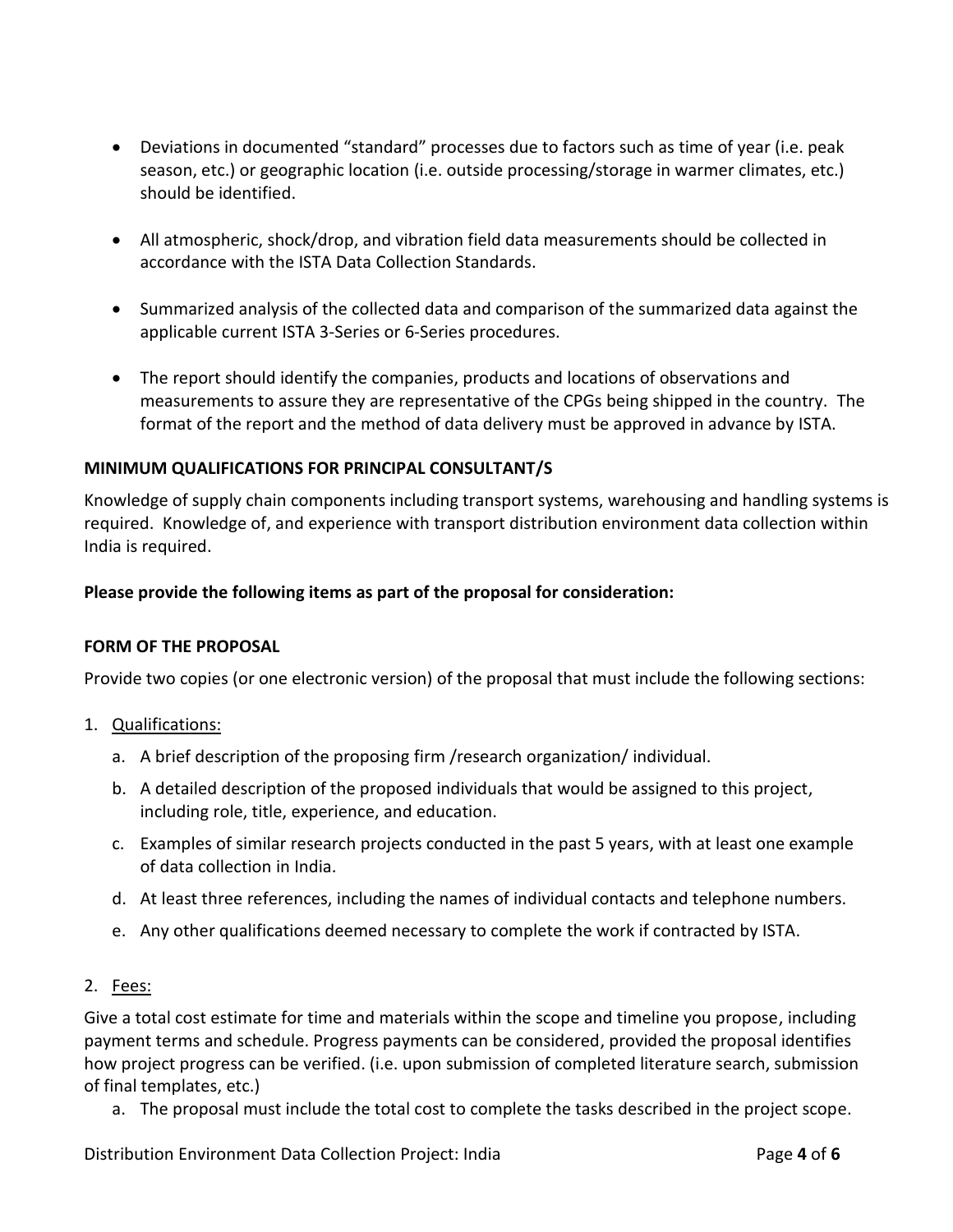- Deviations in documented "standard" processes due to factors such as time of year (i.e. peak season, etc.) or geographic location (i.e. outside processing/storage in warmer climates, etc.) should be identified.

- All atmospheric, shock/drop, and vibration field data measurements should be collected in accordance with the ISTA Data Collection Standards.

- Summarized analysis of the collected data and comparison of the summarized data against the applicable current ISTA 3-Series or 6-Series procedures.

- The report should identify the companies, products and locations of observations and measurements to assure they are representative of the CPGs being shipped in the country. The format of the report and the method of data delivery must be approved in advance by ISTA.

**MINIMUM QUALIFICATIONS FOR PRINCIPAL CONSULTANT/S**

Knowledge of supply chain components including transport systems, warehousing and handling systems is required. Knowledge of, and experience with transport distribution environment data collection within India is required.

**Please provide the following items as part of the proposal for consideration:**

**FORM OF THE PROPOSAL**

Provide two copies (or one electronic version) of the proposal that must include the following sections:

1. Qualifications:
   a. A brief description of the proposing firm /research organization/ individual.
   b. A detailed description of the proposed individuals that would be assigned to this project, including role, title, experience, and education.
   c. Examples of similar research projects conducted in the past 5 years, with at least one example of data collection in India.
   d. At least three references, including the names of individual contacts and telephone numbers.
   e. Any other qualifications deemed necessary to complete the work if contracted by ISTA.

2. Fees:

Give a total cost estimate for time and materials within the scope and timeline you propose, including payment terms and schedule. Progress payments can be considered, provided the proposal identifies how project progress can be verified. (i.e. upon submission of completed literature search, submission of final templates, etc.)

   a. The proposal must include the total cost to complete the tasks described in the project scope.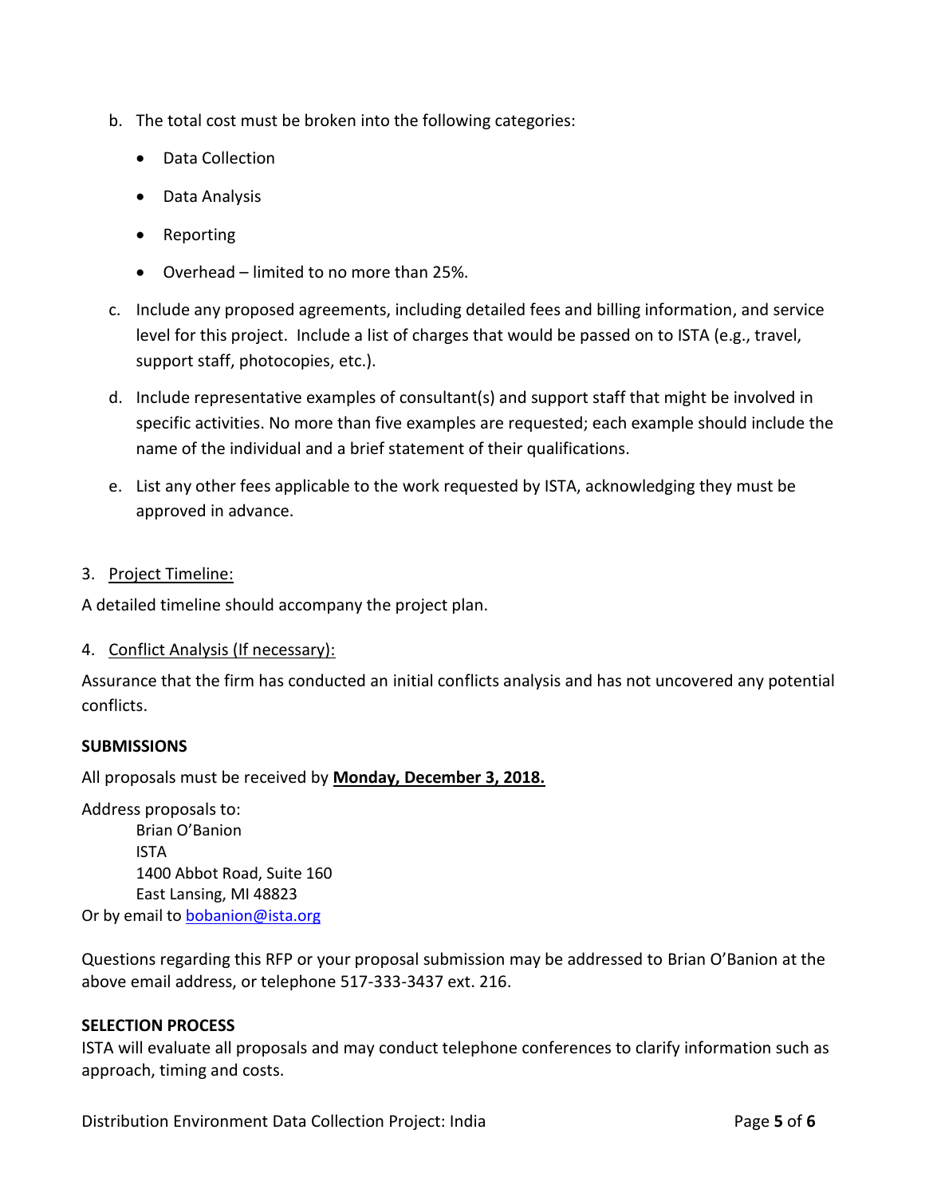b. The total cost must be broken into the following categories:

   - Data Collection
   - Data Analysis
   - Reporting
   - Overhead – limited to no more than 25%.

c. Include any proposed agreements, including detailed fees and billing information, and service level for this project. Include a list of charges that would be passed on to ISTA (e.g., travel, support staff, photocopies, etc.).

d. Include representative examples of consultant(s) and support staff that might be involved in specific activities. No more than five examples are requested; each example should include the name of the individual and a brief statement of their qualifications.

e. List any other fees applicable to the work requested by ISTA, acknowledging they must be approved in advance.

3. Project Timeline:

A detailed timeline should accompany the project plan.

4. Conflict Analysis (If necessary):

Assurance that the firm has conducted an initial conflicts analysis and has not uncovered any potential conflicts.

**SUBMISSIONS**

All proposals must be received by **Monday, December 3, 2018.**

Address proposals to:

Brian O'Banion
ISTA
1400 Abbot Road, Suite 160
East Lansing, MI 48823

Or by email to bobanion@ista.org

Questions regarding this RFP or your proposal submission may be addressed to Brian O'Banion at the above email address, or telephone 517-333-3437 ext. 216.

**SELECTION PROCESS**

ISTA will evaluate all proposals and may conduct telephone conferences to clarify information such as approach, timing and costs.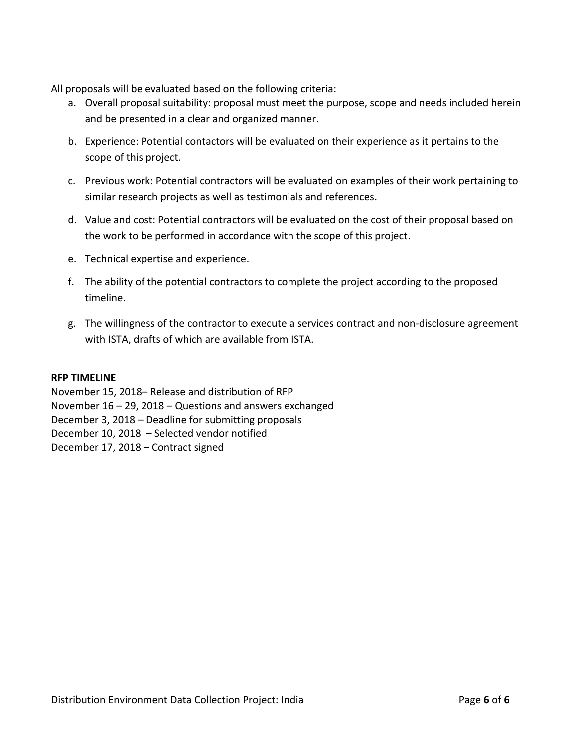All proposals will be evaluated based on the following criteria:

a. Overall proposal suitability: proposal must meet the purpose, scope and needs included herein and be presented in a clear and organized manner.

b. Experience: Potential contactors will be evaluated on their experience as it pertains to the scope of this project.

c. Previous work: Potential contractors will be evaluated on examples of their work pertaining to similar research projects as well as testimonials and references.

d. Value and cost: Potential contractors will be evaluated on the cost of their proposal based on the work to be performed in accordance with the scope of this project.

e. Technical expertise and experience.

f. The ability of the potential contractors to complete the project according to the proposed timeline.

g. The willingness of the contractor to execute a services contract and non-disclosure agreement with ISTA, drafts of which are available from ISTA.

**RFP TIMELINE**

November 15, 2018– Release and distribution of RFP
November 16 – 29, 2018 – Questions and answers exchanged
December 3, 2018 – Deadline for submitting proposals
December 10, 2018 – Selected vendor notified
December 17, 2018 – Contract signed